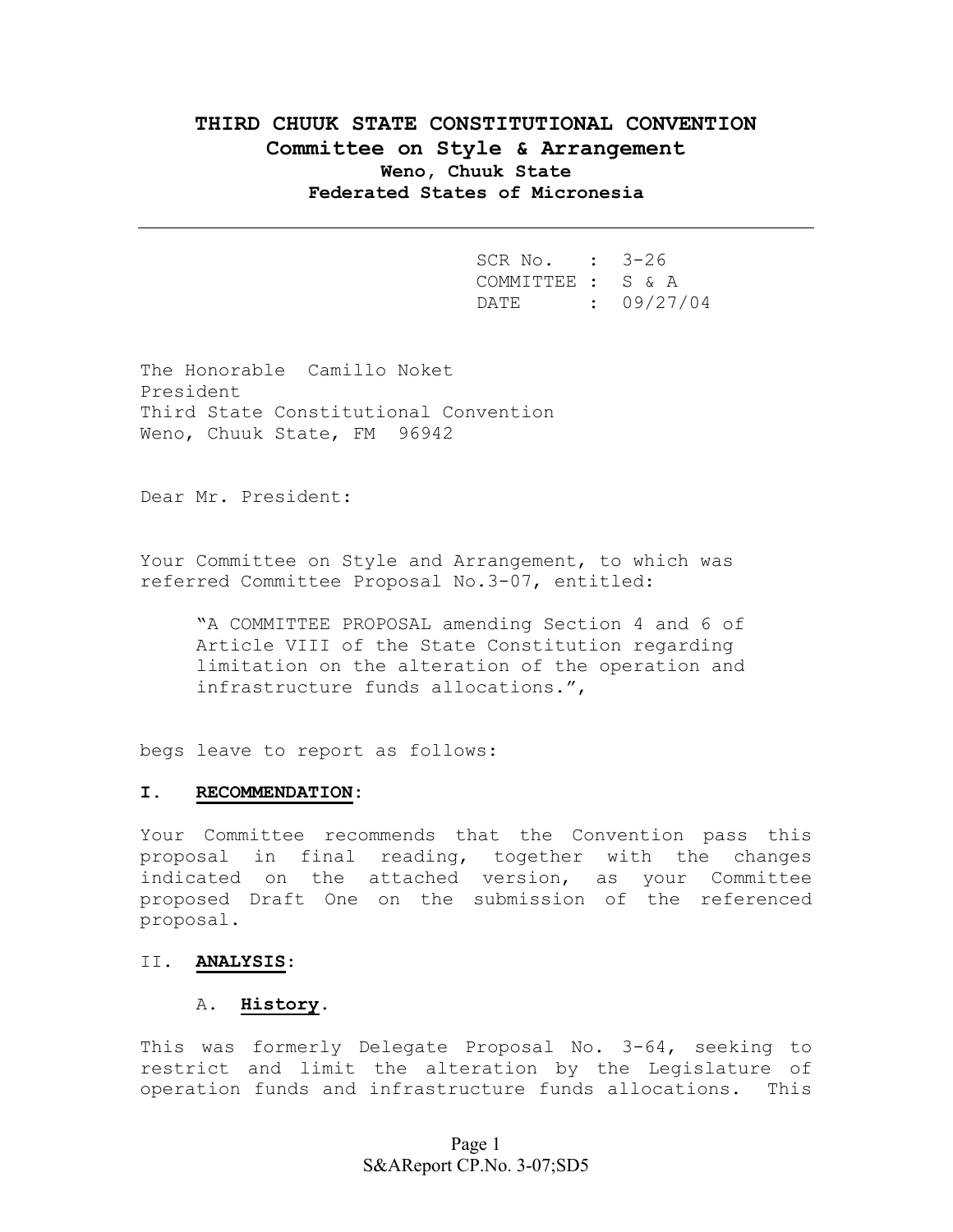# THIRD CHUUK STATE CONSTITUTIONAL CONVENTION
## Committee on Style & Arrangement
### Weno, Chuuk State
### Federated States of Micronesia

---

SCR No. : 3-26
COMMITTEE : S & A
DATE : 09/27/04

The Honorable Camillo Noket
President
Third State Constitutional Convention
Weno, Chuuk State, FM 96942

Dear Mr. President:

Your Committee on Style and Arrangement, to which was referred Committee Proposal No.3-07, entitled:

> "A COMMITTEE PROPOSAL amending Section 4 and 6 of Article VIII of the State Constitution regarding limitation on the alteration of the operation and infrastructure funds allocations.",

begs leave to report as follows:

**I. RECOMMENDATION:**

Your Committee recommends that the Convention pass this proposal in final reading, together with the changes indicated on the attached version, as your Committee proposed Draft One on the submission of the referenced proposal.

II. **ANALYSIS**:

A. **History**.

This was formerly Delegate Proposal No. 3-64, seeking to restrict and limit the alteration by the Legislature of operation funds and infrastructure funds allocations. This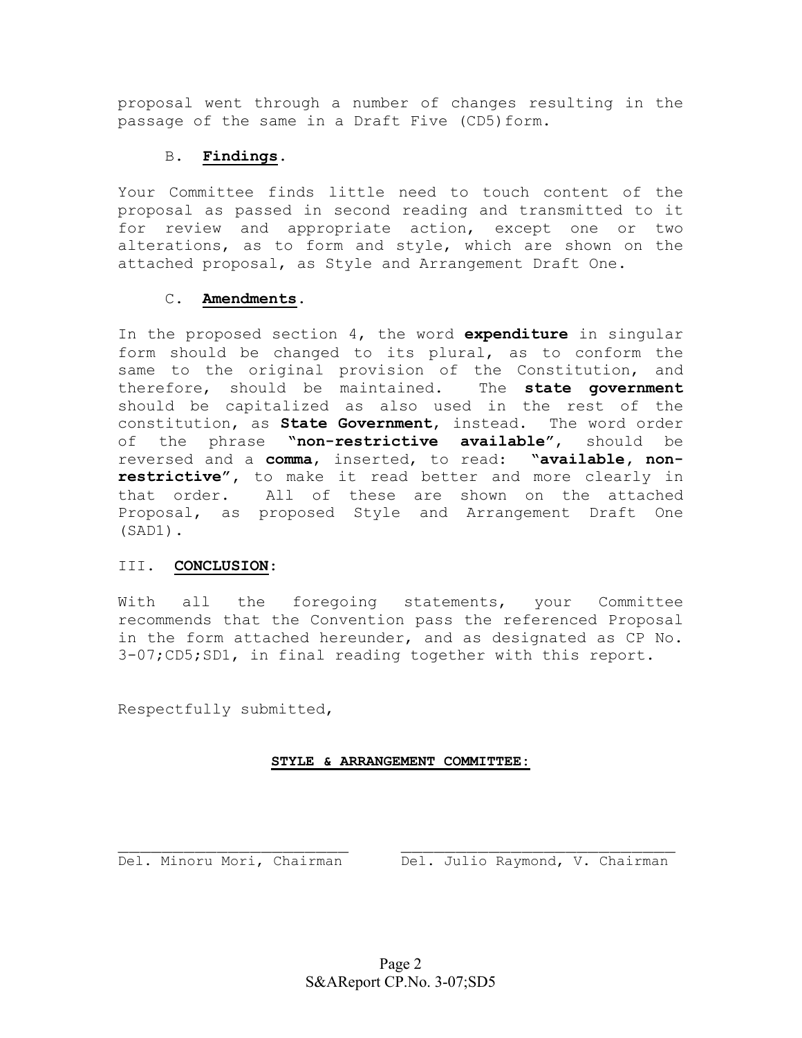proposal went through a number of changes resulting in the passage of the same in a Draft Five (CD5)form.

B. **Findings**.

Your Committee finds little need to touch content of the proposal as passed in second reading and transmitted to it for review and appropriate action, except one or two alterations, as to form and style, which are shown on the attached proposal, as Style and Arrangement Draft One.

C. **Amendments**.

In the proposed section 4, the word **expenditure** in singular form should be changed to its plural, as to conform the same to the original provision of the Constitution, and therefore, should be maintained. The **state government** should be capitalized as also used in the rest of the constitution, as **State Government**, instead. The word order of the phrase **"non-restrictive available"**, should be reversed and a **comma**, inserted, to read: **"available, non-restrictive"**, to make it read better and more clearly in that order. All of these are shown on the attached Proposal, as proposed Style and Arrangement Draft One (SAD1).

III. **CONCLUSION**:

With all the foregoing statements, your Committee recommends that the Convention pass the referenced Proposal in the form attached hereunder, and as designated as CP No. 3-07;CD5;SD1, in final reading together with this report.

Respectfully submitted,

**STYLE & ARRANGEMENT COMMITTEE:**

| \_\_\_\_\_\_\_\_\_\_\_\_\_\_\_\_\_\_\_\_\_\_\_\_\_\_ | \_\_\_\_\_\_\_\_\_\_\_\_\_\_\_\_\_\_\_\_\_\_\_\_\_\_\_\_\_\_\_\_\_\_ |
| --- | --- |
| Del. Minoru Mori, Chairman | Del. Julio Raymond, V. Chairman |

S&AReport CP.No. 3-07;SD5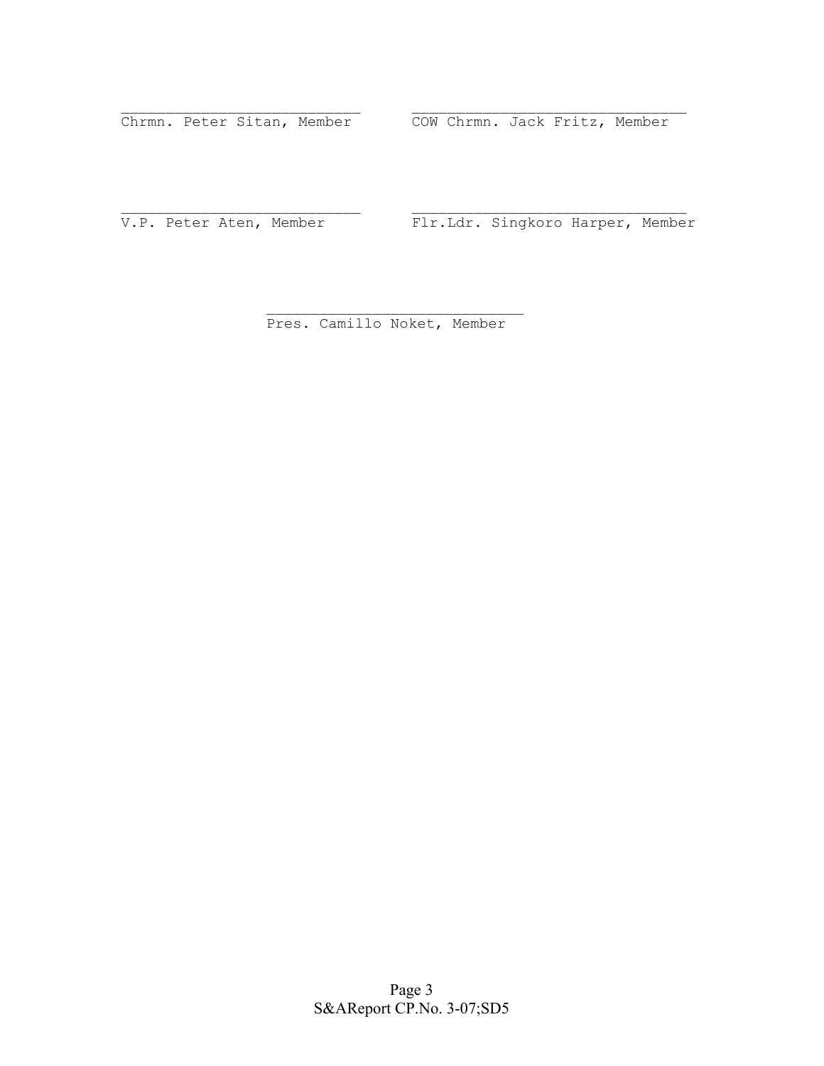\_\_\_\_\_\_\_\_\_\_\_\_\_\_\_\_\_\_\_\_\_\_\_\_\_\_\_\_
Chrmn. Peter Sitan, Member

\_\_\_\_\_\_\_\_\_\_\_\_\_\_\_\_\_\_\_\_\_\_\_\_\_\_\_\_\_\_\_\_
COW Chrmn. Jack Fritz, Member

\_\_\_\_\_\_\_\_\_\_\_\_\_\_\_\_\_\_\_\_\_\_\_\_\_\_\_\_
V.P. Peter Aten, Member

\_\_\_\_\_\_\_\_\_\_\_\_\_\_\_\_\_\_\_\_\_\_\_\_\_\_\_\_\_\_\_\_
Flr.Ldr. Singkoro Harper, Member

\_\_\_\_\_\_\_\_\_\_\_\_\_\_\_\_\_\_\_\_\_\_\_\_\_\_\_\_\_\_
Pres. Camillo Noket, Member